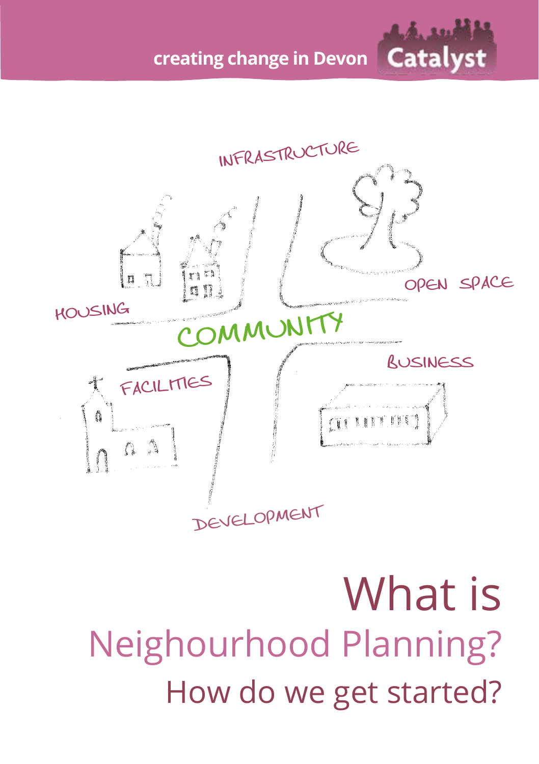creating change in Devon **Catalyst**

INFRASTRUCTURE

HOUSING

OPEN SPACE

COMMUNITY

FACILITIES

BUSINESS

DEVELOPMENT

# What is
# Neighourhood Planning?
## How do we get started?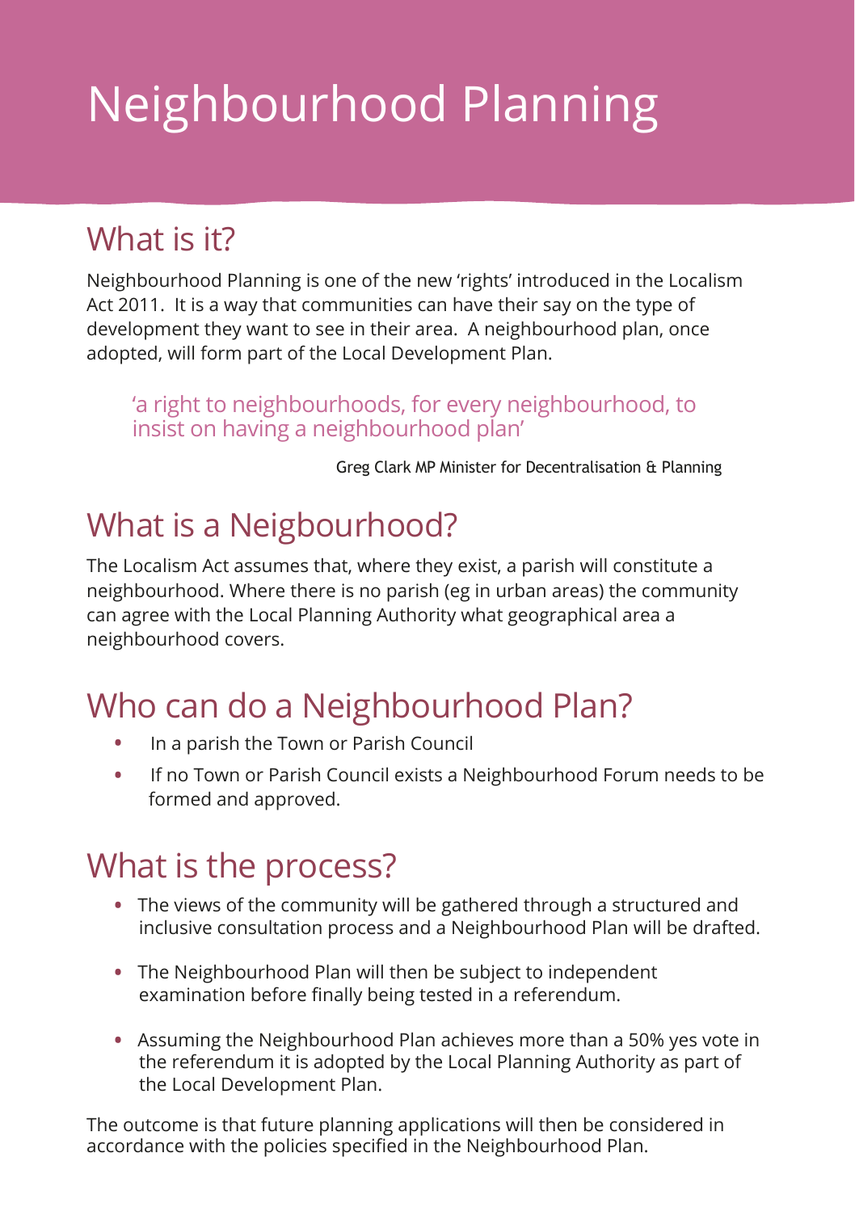# Neighbourhood Planning

## What is it?

Neighbourhood Planning is one of the new 'rights' introduced in the Localism Act 2011. It is a way that communities can have their say on the type of development they want to see in their area. A neighbourhood plan, once adopted, will form part of the Local Development Plan.

> 'a right to neighbourhoods, for every neighbourhood, to insist on having a neighbourhood plan'
>
> Greg Clark MP Minister for Decentralisation & Planning

## What is a Neigbourhood?

The Localism Act assumes that, where they exist, a parish will constitute a neighbourhood. Where there is no parish (eg in urban areas) the community can agree with the Local Planning Authority what geographical area a neighbourhood covers.

## Who can do a Neighbourhood Plan?

- In a parish the Town or Parish Council
- If no Town or Parish Council exists a Neighbourhood Forum needs to be formed and approved.

## What is the process?

- The views of the community will be gathered through a structured and inclusive consultation process and a Neighbourhood Plan will be drafted.
- The Neighbourhood Plan will then be subject to independent examination before finally being tested in a referendum.
- Assuming the Neighbourhood Plan achieves more than a 50% yes vote in the referendum it is adopted by the Local Planning Authority as part of the Local Development Plan.

The outcome is that future planning applications will then be considered in accordance with the policies specified in the Neighbourhood Plan.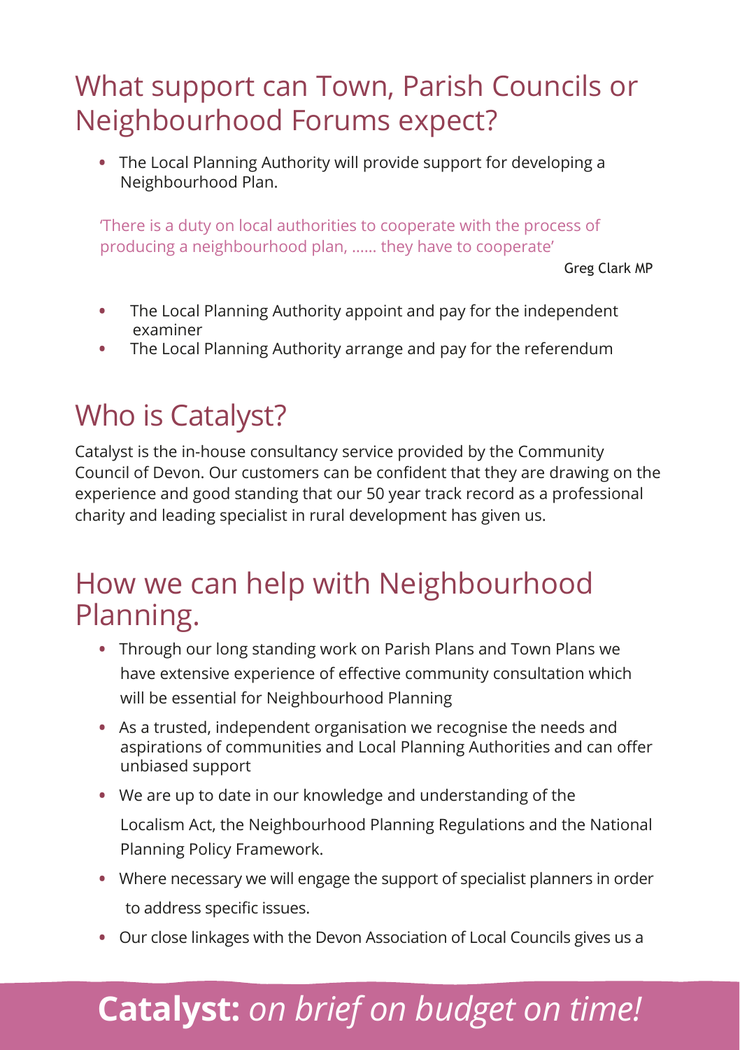## What support can Town, Parish Councils or Neighbourhood Forums expect?

- The Local Planning Authority will provide support for developing a Neighbourhood Plan.

'There is a duty on local authorities to cooperate with the process of producing a neighbourhood plan, …… they have to cooperate'

Greg Clark MP

- The Local Planning Authority appoint and pay for the independent examiner
- The Local Planning Authority arrange and pay for the referendum

## Who is Catalyst?

Catalyst is the in-house consultancy service provided by the Community Council of Devon. Our customers can be confident that they are drawing on the experience and good standing that our 50 year track record as a professional charity and leading specialist in rural development has given us.

## How we can help with Neighbourhood Planning.

- Through our long standing work on Parish Plans and Town Plans we have extensive experience of effective community consultation which will be essential for Neighbourhood Planning
- As a trusted, independent organisation we recognise the needs and aspirations of communities and Local Planning Authorities and can offer unbiased support
- We are up to date in our knowledge and understanding of the Localism Act, the Neighbourhood Planning Regulations and the National Planning Policy Framework.
- Where necessary we will engage the support of specialist planners in order to address specific issues.
- Our close linkages with the Devon Association of Local Councils gives us a

**Catalyst:** *on brief on budget on time!*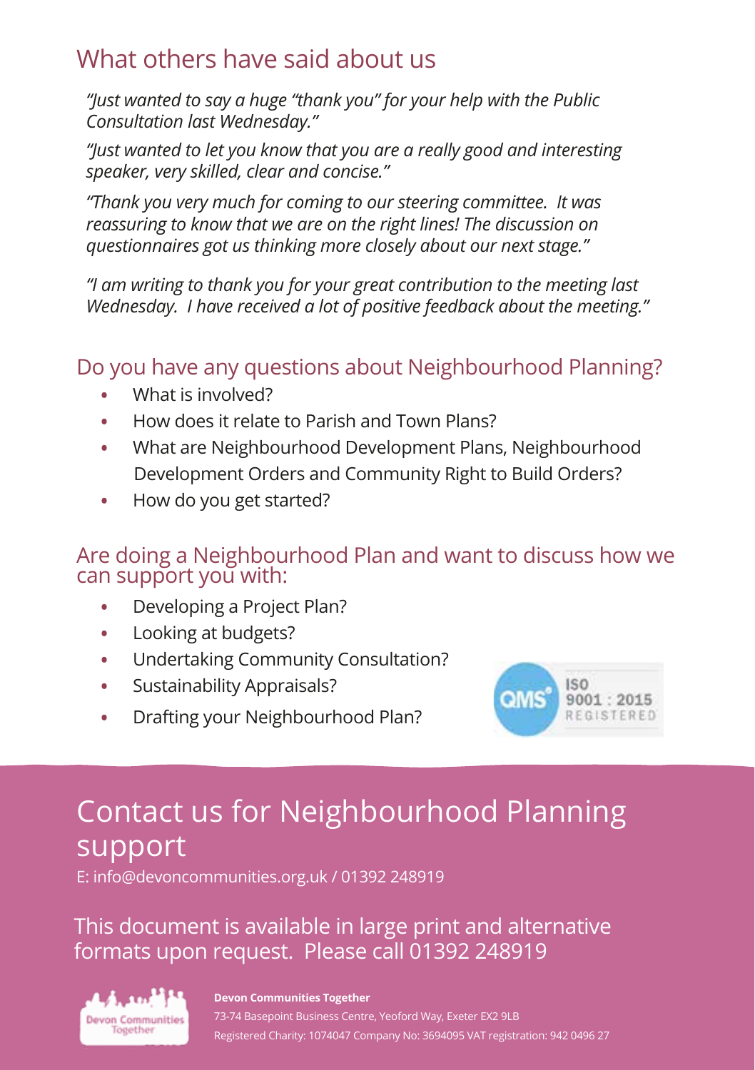## What others have said about us

*"Just wanted to say a huge "thank you" for your help with the Public Consultation last Wednesday."*

*"Just wanted to let you know that you are a really good and interesting speaker, very skilled, clear and concise."*

*"Thank you very much for coming to our steering committee. It was reassuring to know that we are on the right lines! The discussion on questionnaires got us thinking more closely about our next stage."*

*"I am writing to thank you for your great contribution to the meeting last Wednesday. I have received a lot of positive feedback about the meeting."*

## Do you have any questions about Neighbourhood Planning?

- What is involved?
- How does it relate to Parish and Town Plans?
- What are Neighbourhood Development Plans, Neighbourhood Development Orders and Community Right to Build Orders?
- How do you get started?

## Are doing a Neighbourhood Plan and want to discuss how we can support you with:

- Developing a Project Plan?
- Looking at budgets?
- Undertaking Community Consultation?
- Sustainability Appraisals?
- Drafting your Neighbourhood Plan?

QMS ISO 9001 : 2015 REGISTERED

## Contact us for Neighbourhood Planning support

E: info@devoncommunities.org.uk / 01392 248919

This document is available in large print and alternative formats upon request. Please call 01392 248919

**Devon Communities Together**

73-74 Basepoint Business Centre, Yeoford Way, Exeter EX2 9LB

Registered Charity: 1074047 Company No: 3694095 VAT registration: 942 0496 27